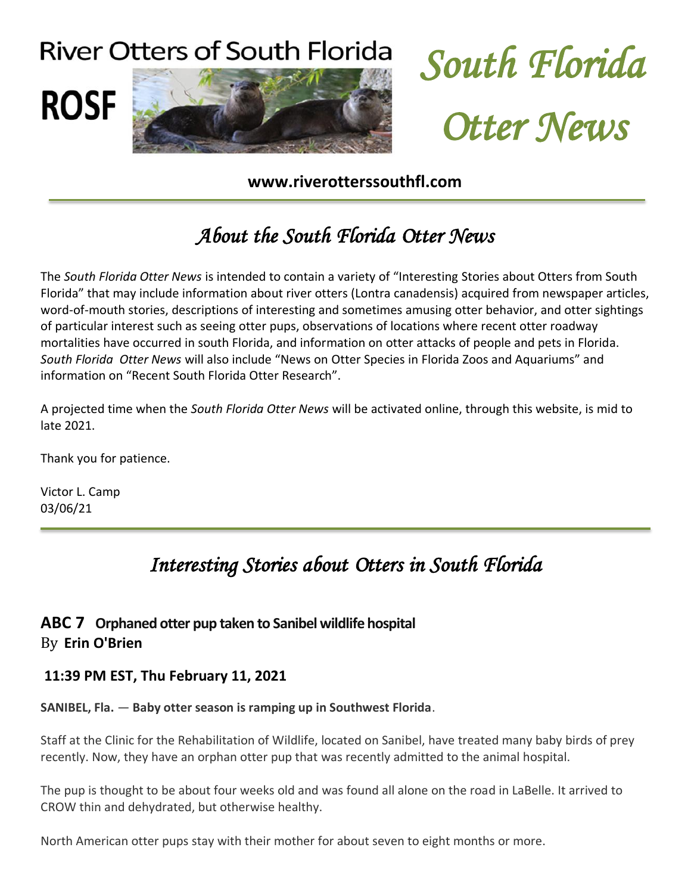# River Otters of South Florida

**ROSF**

# *South Florida Otter News*

**www.riverotterssouthfl.com**

## *About the South Florida Otter News*

The *South Florida Otter News* is intended to contain a variety of "Interesting Stories about Otters from South Florida" that may include information about river otters (Lontra canadensis) acquired from newspaper articles, word-of-mouth stories, descriptions of interesting and sometimes amusing otter behavior, and otter sightings of particular interest such as seeing otter pups, observations of locations where recent otter roadway mortalities have occurred in south Florida, and information on otter attacks of people and pets in Florida. *South Florida Otter News* will also include "News on Otter Species in Florida Zoos and Aquariums" and information on "Recent South Florida Otter Research".

A projected time when the *South Florida Otter News* will be activated online, through this website, is mid to late 2021.

Thank you for patience.

Victor L. Camp
03/06/21

## *Interesting Stories about Otters in South Florida*

### ABC 7 Orphaned otter pup taken to Sanibel wildlife hospital

By **Erin O'Brien**

**11:39 PM EST, Thu February 11, 2021**

**SANIBEL, Fla.** — **Baby otter season is ramping up in Southwest Florida**.

Staff at the Clinic for the Rehabilitation of Wildlife, located on Sanibel, have treated many baby birds of prey recently. Now, they have an orphan otter pup that was recently admitted to the animal hospital.

The pup is thought to be about four weeks old and was found all alone on the road in LaBelle. It arrived to CROW thin and dehydrated, but otherwise healthy.

North American otter pups stay with their mother for about seven to eight months or more.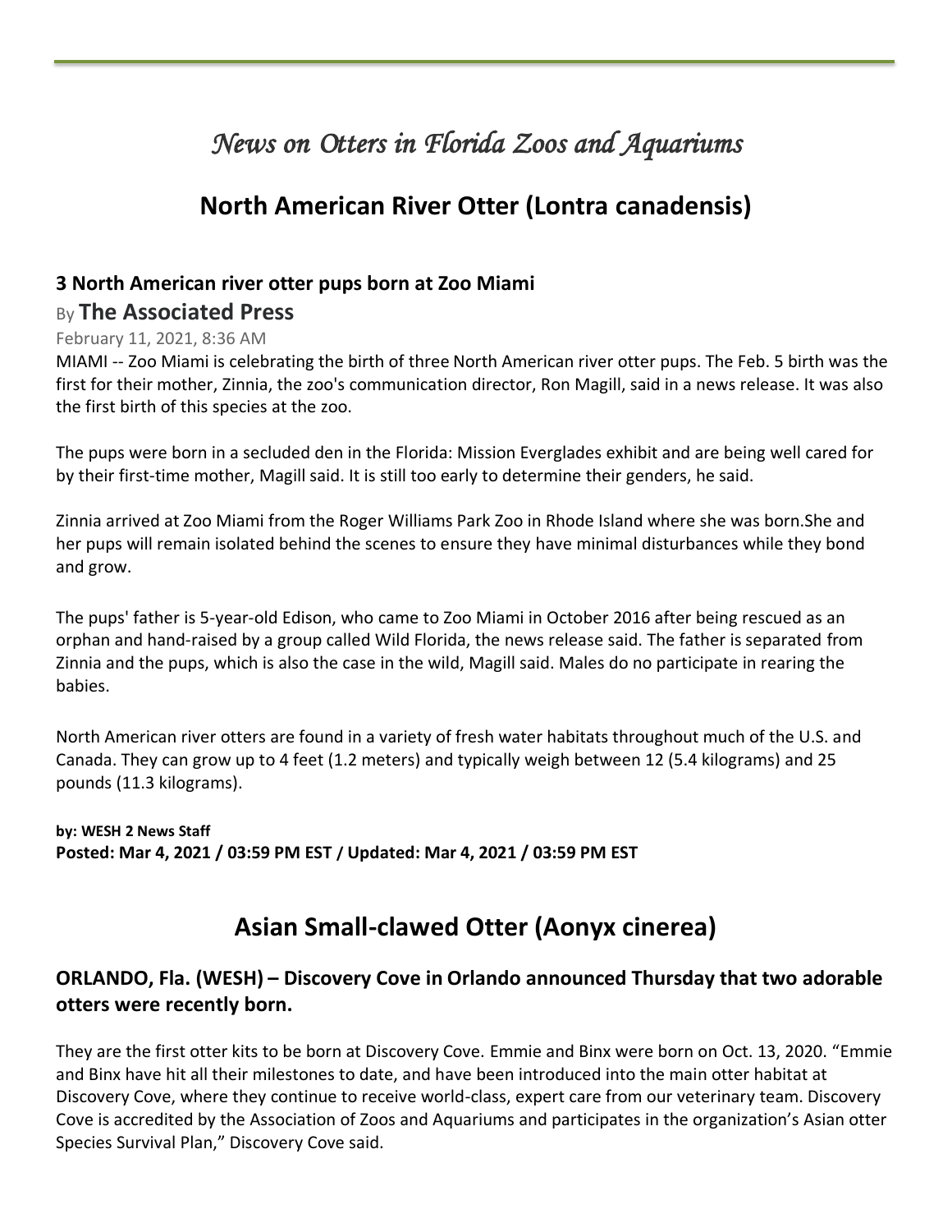# *News on Otters in Florida Zoos and Aquariums*

## North American River Otter (Lontra canadensis)

### 3 North American river otter pups born at Zoo Miami

By **The Associated Press**

February 11, 2021, 8:36 AM

MIAMI -- Zoo Miami is celebrating the birth of three North American river otter pups. The Feb. 5 birth was the first for their mother, Zinnia, the zoo's communication director, Ron Magill, said in a news release. It was also the first birth of this species at the zoo.

The pups were born in a secluded den in the Florida: Mission Everglades exhibit and are being well cared for by their first-time mother, Magill said. It is still too early to determine their genders, he said.

Zinnia arrived at Zoo Miami from the Roger Williams Park Zoo in Rhode Island where she was born.She and her pups will remain isolated behind the scenes to ensure they have minimal disturbances while they bond and grow.

The pups' father is 5-year-old Edison, who came to Zoo Miami in October 2016 after being rescued as an orphan and hand-raised by a group called Wild Florida, the news release said. The father is separated from Zinnia and the pups, which is also the case in the wild, Magill said. Males do no participate in rearing the babies.

North American river otters are found in a variety of fresh water habitats throughout much of the U.S. and Canada. They can grow up to 4 feet (1.2 meters) and typically weigh between 12 (5.4 kilograms) and 25 pounds (11.3 kilograms).

**by: WESH 2 News Staff**
**Posted: Mar 4, 2021 / 03:59 PM EST / Updated: Mar 4, 2021 / 03:59 PM EST**

## Asian Small-clawed Otter (Aonyx cinerea)

### ORLANDO, Fla. (WESH) – Discovery Cove in Orlando announced Thursday that two adorable otters were recently born.

They are the first otter kits to be born at Discovery Cove. Emmie and Binx were born on Oct. 13, 2020. "Emmie and Binx have hit all their milestones to date, and have been introduced into the main otter habitat at Discovery Cove, where they continue to receive world-class, expert care from our veterinary team. Discovery Cove is accredited by the Association of Zoos and Aquariums and participates in the organization's Asian otter Species Survival Plan," Discovery Cove said.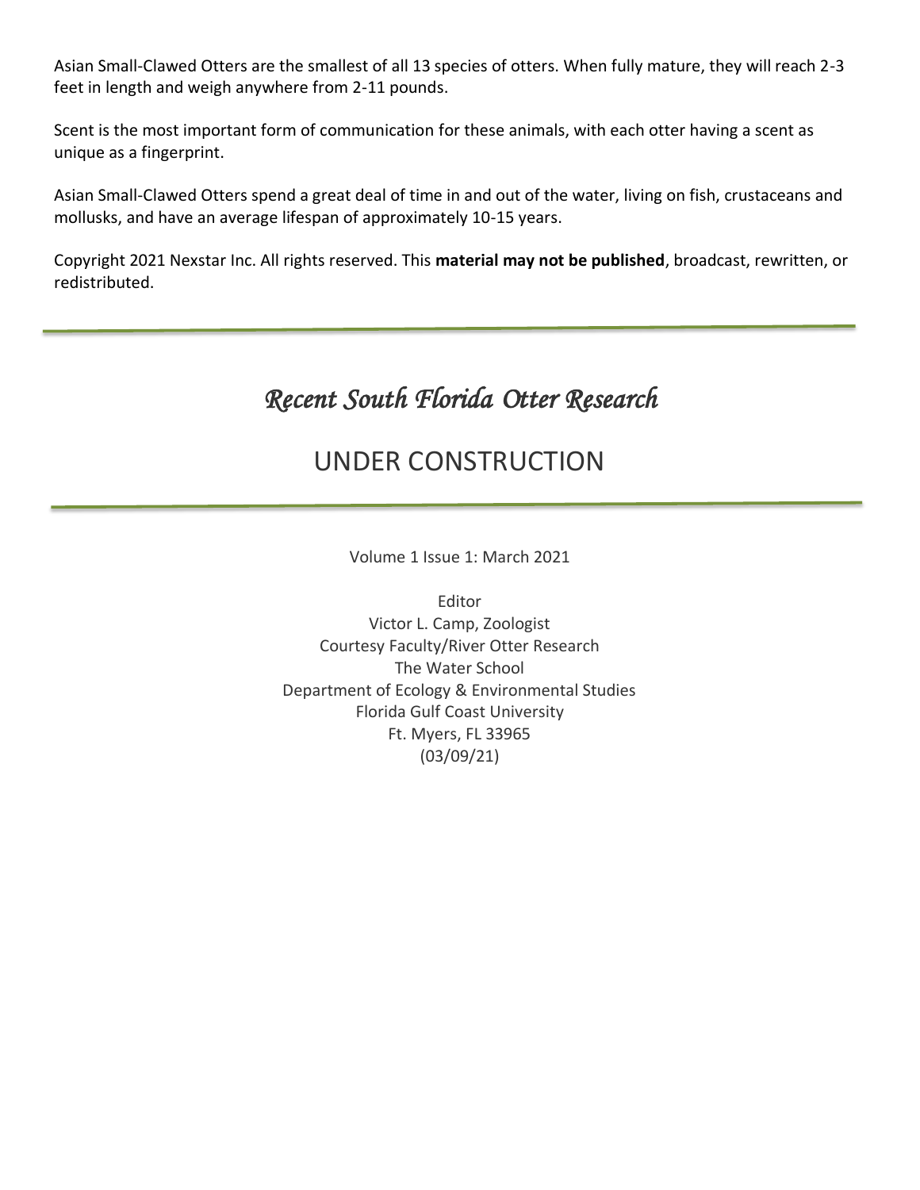Asian Small-Clawed Otters are the smallest of all 13 species of otters. When fully mature, they will reach 2-3 feet in length and weigh anywhere from 2-11 pounds.

Scent is the most important form of communication for these animals, with each otter having a scent as unique as a fingerprint.

Asian Small-Clawed Otters spend a great deal of time in and out of the water, living on fish, crustaceans and mollusks, and have an average lifespan of approximately 10-15 years.

Copyright 2021 Nexstar Inc. All rights reserved. This **material may not be published**, broadcast, rewritten, or redistributed.

---

## *Recent South Florida Otter Research*

## UNDER CONSTRUCTION

---

Volume 1 Issue 1: March 2021

Editor
Victor L. Camp, Zoologist
Courtesy Faculty/River Otter Research
The Water School
Department of Ecology & Environmental Studies
Florida Gulf Coast University
Ft. Myers, FL 33965
(03/09/21)